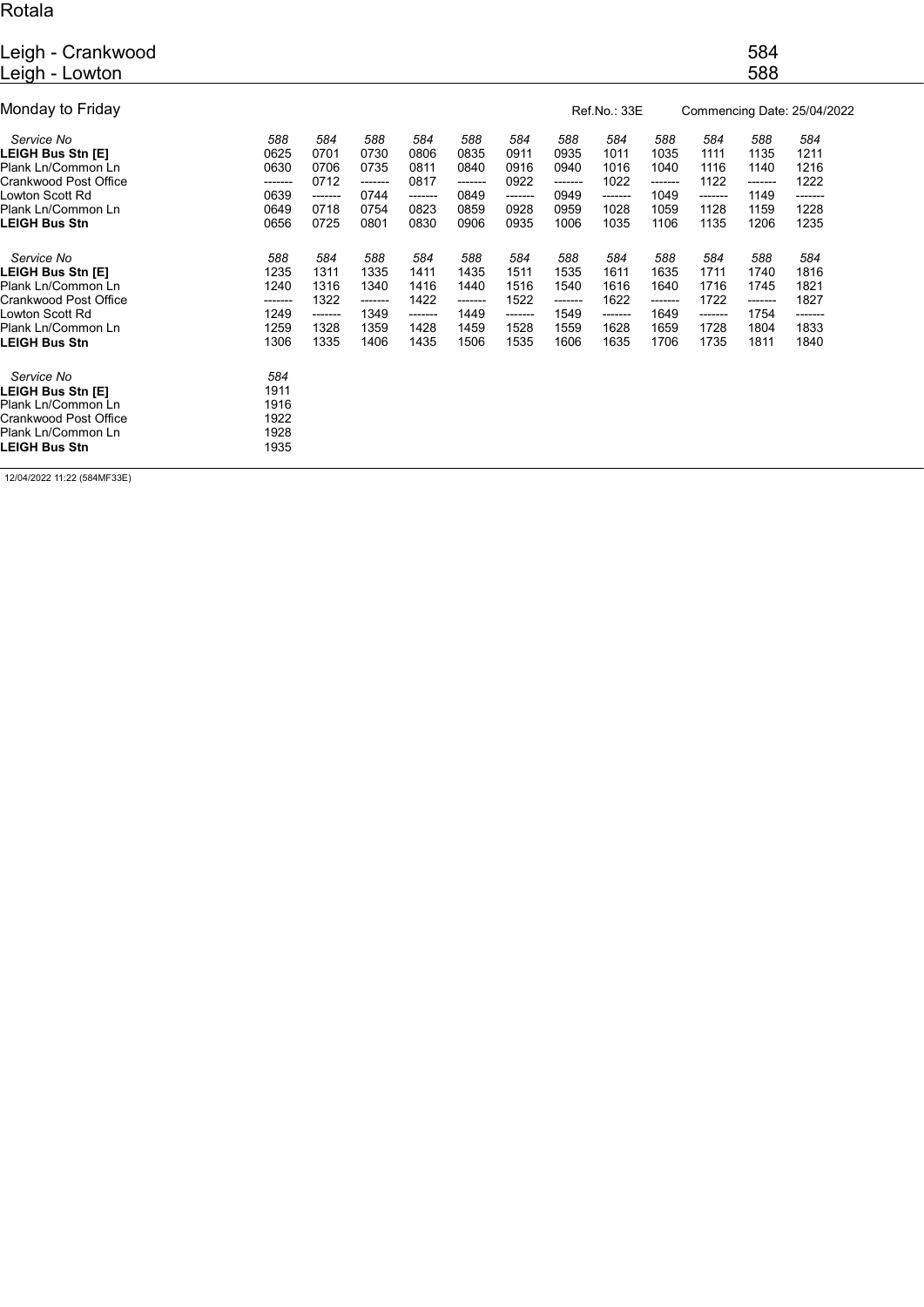Rotala

# Leigh - Crankwood 584
# Leigh - Lowton 588

Monday to Friday

Ref.No.: 33E

Commencing Date: 25/04/2022

| *Service No* | *588* | *584* | *588* | *584* | *588* | *584* | *588* | *584* | *588* | *584* | *588* | *584* |
|---|---|---|---|---|---|---|---|---|---|---|---|---|
| **LEIGH Bus Stn [E]** | 0625 | 0701 | 0730 | 0806 | 0835 | 0911 | 0935 | 1011 | 1035 | 1111 | 1135 | 1211 |
| Plank Ln/Common Ln | 0630 | 0706 | 0735 | 0811 | 0840 | 0916 | 0940 | 1016 | 1040 | 1116 | 1140 | 1216 |
| Crankwood Post Office | ------- | 0712 | ------- | 0817 | ------- | 0922 | ------- | 1022 | ------- | 1122 | ------- | 1222 |
| Lowton Scott Rd | 0639 | ------- | 0744 | ------- | 0849 | ------- | 0949 | ------- | 1049 | ------- | 1149 | ------- |
| Plank Ln/Common Ln | 0649 | 0718 | 0754 | 0823 | 0859 | 0928 | 0959 | 1028 | 1059 | 1128 | 1159 | 1228 |
| **LEIGH Bus Stn** | 0656 | 0725 | 0801 | 0830 | 0906 | 0935 | 1006 | 1035 | 1106 | 1135 | 1206 | 1235 |

| *Service No* | *588* | *584* | *588* | *584* | *588* | *584* | *588* | *584* | *588* | *584* | *588* | *584* |
|---|---|---|---|---|---|---|---|---|---|---|---|---|
| **LEIGH Bus Stn [E]** | 1235 | 1311 | 1335 | 1411 | 1435 | 1511 | 1535 | 1611 | 1635 | 1711 | 1740 | 1816 |
| Plank Ln/Common Ln | 1240 | 1316 | 1340 | 1416 | 1440 | 1516 | 1540 | 1616 | 1640 | 1716 | 1745 | 1821 |
| Crankwood Post Office | ------- | 1322 | ------- | 1422 | ------- | 1522 | ------- | 1622 | ------- | 1722 | ------- | 1827 |
| Lowton Scott Rd | 1249 | ------- | 1349 | ------- | 1449 | ------- | 1549 | ------- | 1649 | ------- | 1754 | ------- |
| Plank Ln/Common Ln | 1259 | 1328 | 1359 | 1428 | 1459 | 1528 | 1559 | 1628 | 1659 | 1728 | 1804 | 1833 |
| **LEIGH Bus Stn** | 1306 | 1335 | 1406 | 1435 | 1506 | 1535 | 1606 | 1635 | 1706 | 1735 | 1811 | 1840 |

| *Service No* | *584* |
|---|---|
| **LEIGH Bus Stn [E]** | 1911 |
| Plank Ln/Common Ln | 1916 |
| Crankwood Post Office | 1922 |
| Plank Ln/Common Ln | 1928 |
| **LEIGH Bus Stn** | 1935 |

12/04/2022 11:22 (584MF33E)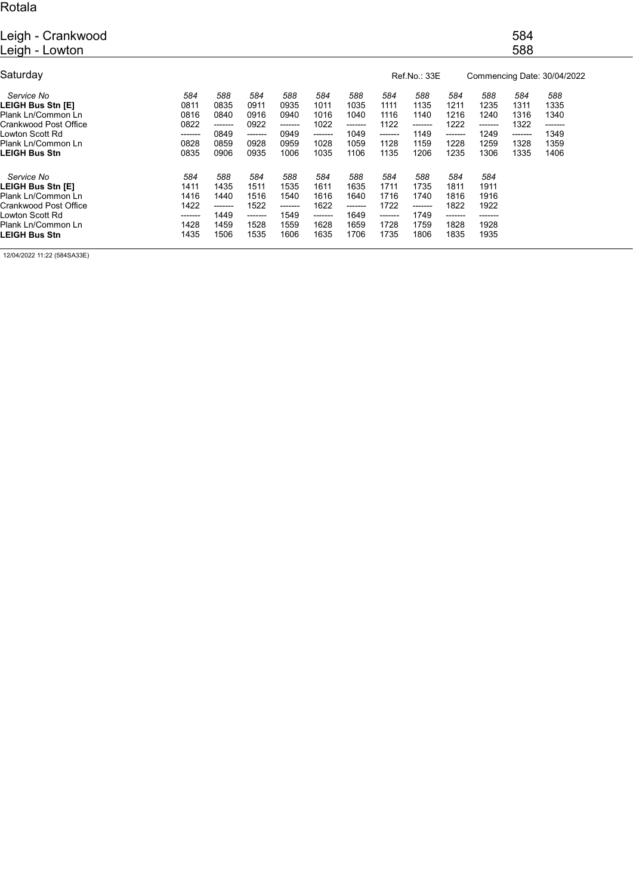Rotala

# Leigh - Crankwood 584
# Leigh - Lowton 588

Saturday

Ref.No.: 33E

Commencing Date: 30/04/2022

| *Service No* | *584* | *588* | *584* | *588* | *584* | *588* | *584* | *588* | *584* | *588* | *584* | *588* |
|---|---|---|---|---|---|---|---|---|---|---|---|---|
| **LEIGH Bus Stn [E]** | 0811 | 0835 | 0911 | 0935 | 1011 | 1035 | 1111 | 1135 | 1211 | 1235 | 1311 | 1335 |
| Plank Ln/Common Ln | 0816 | 0840 | 0916 | 0940 | 1016 | 1040 | 1116 | 1140 | 1216 | 1240 | 1316 | 1340 |
| Crankwood Post Office | 0822 | ------- | 0922 | ------- | 1022 | ------- | 1122 | ------- | 1222 | ------- | 1322 | ------- |
| Lowton Scott Rd | ------- | 0849 | ------- | 0949 | ------- | 1049 | ------- | 1149 | ------- | 1249 | ------- | 1349 |
| Plank Ln/Common Ln | 0828 | 0859 | 0928 | 0959 | 1028 | 1059 | 1128 | 1159 | 1228 | 1259 | 1328 | 1359 |
| **LEIGH Bus Stn** | 0835 | 0906 | 0935 | 1006 | 1035 | 1106 | 1135 | 1206 | 1235 | 1306 | 1335 | 1406 |

| *Service No* | *584* | *588* | *584* | *588* | *584* | *588* | *584* | *588* | *584* | *584* |
|---|---|---|---|---|---|---|---|---|---|---|
| **LEIGH Bus Stn [E]** | 1411 | 1435 | 1511 | 1535 | 1611 | 1635 | 1711 | 1735 | 1811 | 1911 |
| Plank Ln/Common Ln | 1416 | 1440 | 1516 | 1540 | 1616 | 1640 | 1716 | 1740 | 1816 | 1916 |
| Crankwood Post Office | 1422 | ------- | 1522 | ------- | 1622 | ------- | 1722 | ------- | 1822 | 1922 |
| Lowton Scott Rd | ------- | 1449 | ------- | 1549 | ------- | 1649 | ------- | 1749 | ------- | ------- |
| Plank Ln/Common Ln | 1428 | 1459 | 1528 | 1559 | 1628 | 1659 | 1728 | 1759 | 1828 | 1928 |
| **LEIGH Bus Stn** | 1435 | 1506 | 1535 | 1606 | 1635 | 1706 | 1735 | 1806 | 1835 | 1935 |

12/04/2022 11:22 (584SA33E)